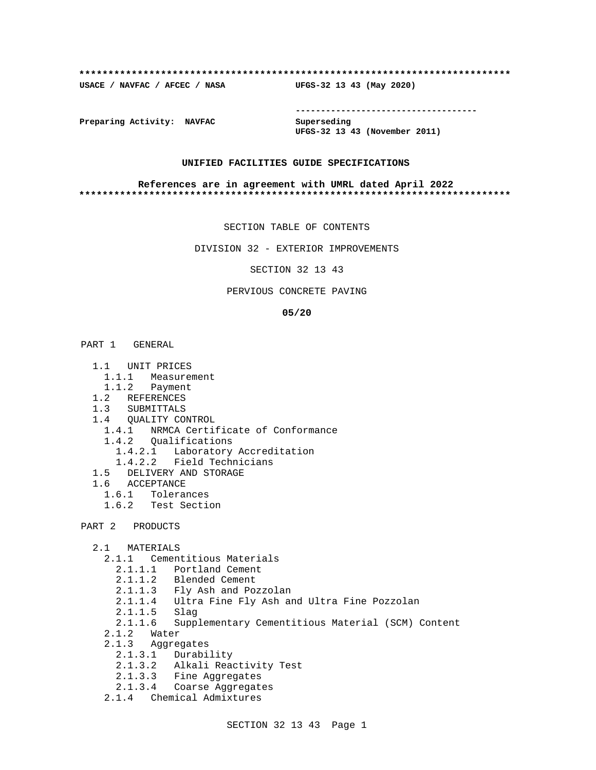**************************************************************************

**USACE / NAVFAC / AFCEC / NASA** **UFGS-32 13 43 (May 2020)**

-----------------------------------

**Preparing Activity: NAVFAC** **Superseding**
**UFGS-32 13 43 (November 2011)**

**UNIFIED FACILITIES GUIDE SPECIFICATIONS**

**References are in agreement with UMRL dated April 2022**

**************************************************************************

SECTION TABLE OF CONTENTS

DIVISION 32 - EXTERIOR IMPROVEMENTS

SECTION 32 13 43

PERVIOUS CONCRETE PAVING

**05/20**

PART 1 GENERAL

- 1.1 UNIT PRICES
  - 1.1.1 Measurement
  - 1.1.2 Payment
- 1.2 REFERENCES
- 1.3 SUBMITTALS
- 1.4 QUALITY CONTROL
  - 1.4.1 NRMCA Certificate of Conformance
  - 1.4.2 Qualifications
    - 1.4.2.1 Laboratory Accreditation
    - 1.4.2.2 Field Technicians
- 1.5 DELIVERY AND STORAGE
- 1.6 ACCEPTANCE
  - 1.6.1 Tolerances
  - 1.6.2 Test Section

PART 2 PRODUCTS

- 2.1 MATERIALS
  - 2.1.1 Cementitious Materials
    - 2.1.1.1 Portland Cement
    - 2.1.1.2 Blended Cement
    - 2.1.1.3 Fly Ash and Pozzolan
    - 2.1.1.4 Ultra Fine Fly Ash and Ultra Fine Pozzolan
    - 2.1.1.5 Slag
    - 2.1.1.6 Supplementary Cementitious Material (SCM) Content
  - 2.1.2 Water
  - 2.1.3 Aggregates
    - 2.1.3.1 Durability
    - 2.1.3.2 Alkali Reactivity Test
    - 2.1.3.3 Fine Aggregates
    - 2.1.3.4 Coarse Aggregates
  - 2.1.4 Chemical Admixtures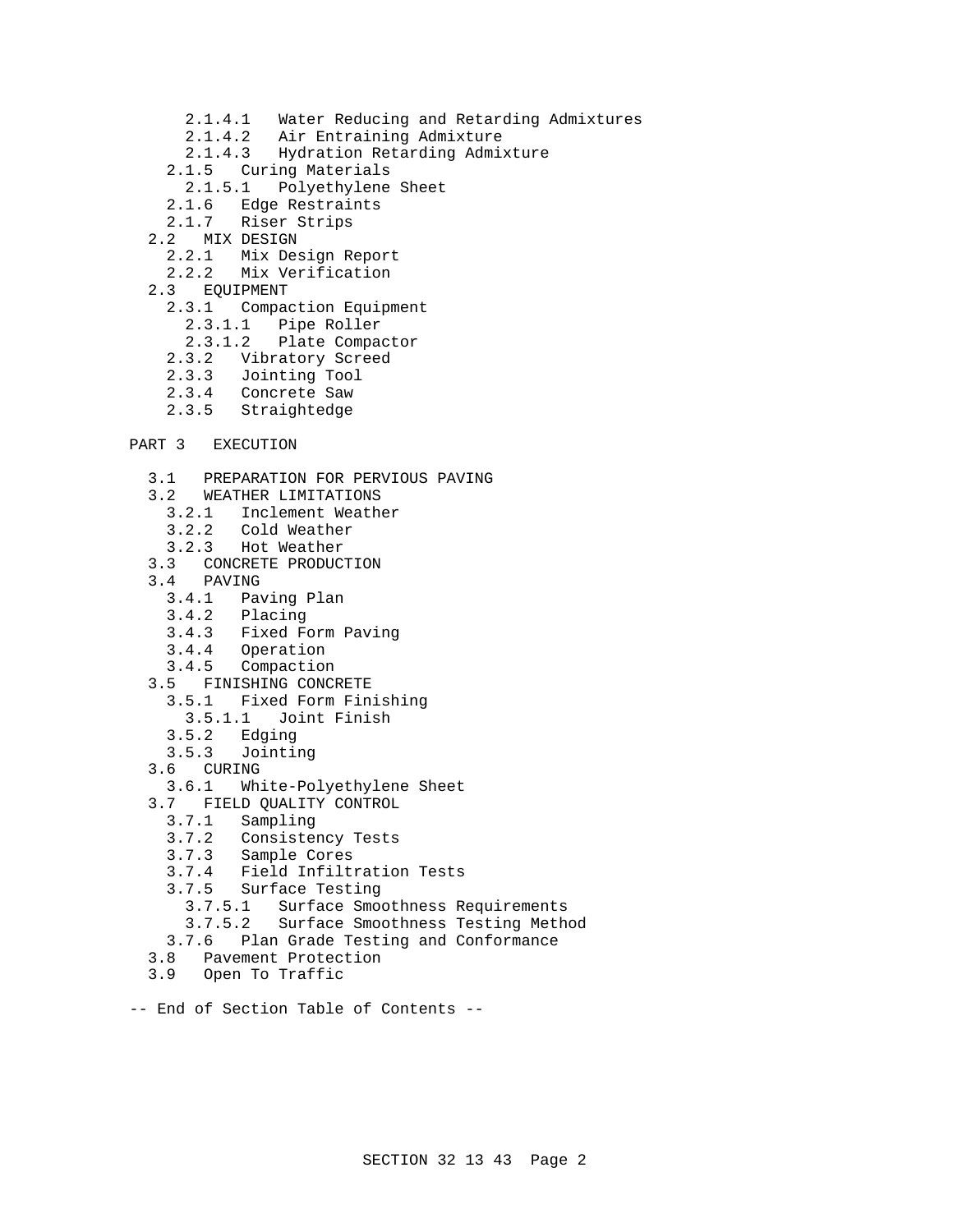2.1.4.1 Water Reducing and Retarding Admixtures
2.1.4.2 Air Entraining Admixture
2.1.4.3 Hydration Retarding Admixture
2.1.5 Curing Materials
2.1.5.1 Polyethylene Sheet
2.1.6 Edge Restraints
2.1.7 Riser Strips
2.2 MIX DESIGN
2.2.1 Mix Design Report
2.2.2 Mix Verification
2.3 EQUIPMENT
2.3.1 Compaction Equipment
2.3.1.1 Pipe Roller
2.3.1.2 Plate Compactor
2.3.2 Vibratory Screed
2.3.3 Jointing Tool
2.3.4 Concrete Saw
2.3.5 Straightedge

PART 3 EXECUTION

3.1 PREPARATION FOR PERVIOUS PAVING
3.2 WEATHER LIMITATIONS
3.2.1 Inclement Weather
3.2.2 Cold Weather
3.2.3 Hot Weather
3.3 CONCRETE PRODUCTION
3.4 PAVING
3.4.1 Paving Plan
3.4.2 Placing
3.4.3 Fixed Form Paving
3.4.4 Operation
3.4.5 Compaction
3.5 FINISHING CONCRETE
3.5.1 Fixed Form Finishing
3.5.1.1 Joint Finish
3.5.2 Edging
3.5.3 Jointing
3.6 CURING
3.6.1 White-Polyethylene Sheet
3.7 FIELD QUALITY CONTROL
3.7.1 Sampling
3.7.2 Consistency Tests
3.7.3 Sample Cores
3.7.4 Field Infiltration Tests
3.7.5 Surface Testing
3.7.5.1 Surface Smoothness Requirements
3.7.5.2 Surface Smoothness Testing Method
3.7.6 Plan Grade Testing and Conformance
3.8 Pavement Protection
3.9 Open To Traffic

-- End of Section Table of Contents --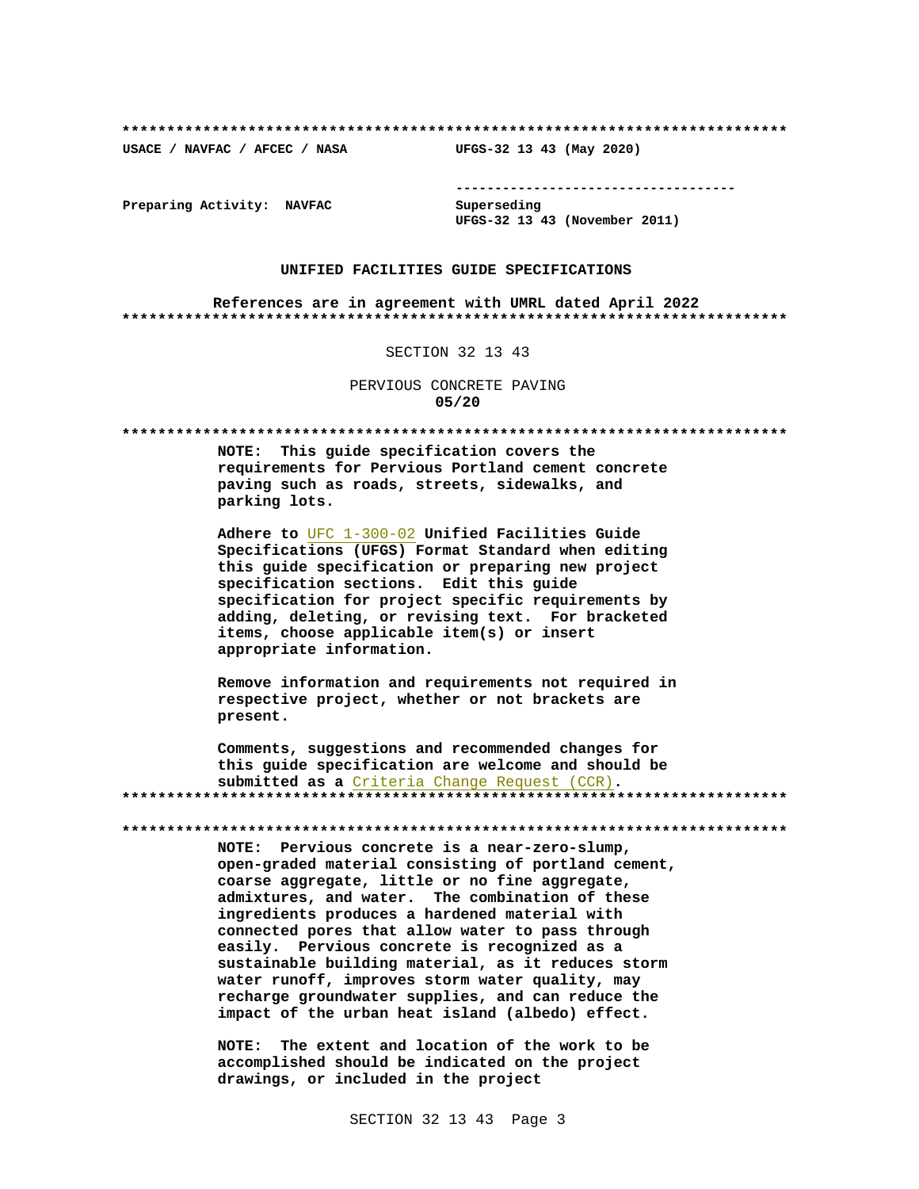**************************************************************************

**USACE / NAVFAC / AFCEC / NASA** **UFGS-32 13 43 (May 2020)**

-----------------------------------

**Preparing Activity: NAVFAC** **Superseding**
**UFGS-32 13 43 (November 2011)**

**UNIFIED FACILITIES GUIDE SPECIFICATIONS**

**References are in agreement with UMRL dated April 2022**

**************************************************************************

SECTION 32 13 43

PERVIOUS CONCRETE PAVING
**05/20**

**************************************************************************

**NOTE: This guide specification covers the requirements for Pervious Portland cement concrete paving such as roads, streets, sidewalks, and parking lots.**

**Adhere to** UFC 1-300-02 **Unified Facilities Guide Specifications (UFGS) Format Standard when editing this guide specification or preparing new project specification sections. Edit this guide specification for project specific requirements by adding, deleting, or revising text. For bracketed items, choose applicable item(s) or insert appropriate information.**

**Remove information and requirements not required in respective project, whether or not brackets are present.**

**Comments, suggestions and recommended changes for this guide specification are welcome and should be submitted as a** Criteria Change Request (CCR)**.**

**************************************************************************

**************************************************************************

**NOTE: Pervious concrete is a near-zero-slump, open-graded material consisting of portland cement, coarse aggregate, little or no fine aggregate, admixtures, and water. The combination of these ingredients produces a hardened material with connected pores that allow water to pass through easily. Pervious concrete is recognized as a sustainable building material, as it reduces storm water runoff, improves storm water quality, may recharge groundwater supplies, and can reduce the impact of the urban heat island (albedo) effect.**

**NOTE: The extent and location of the work to be accomplished should be indicated on the project drawings, or included in the project**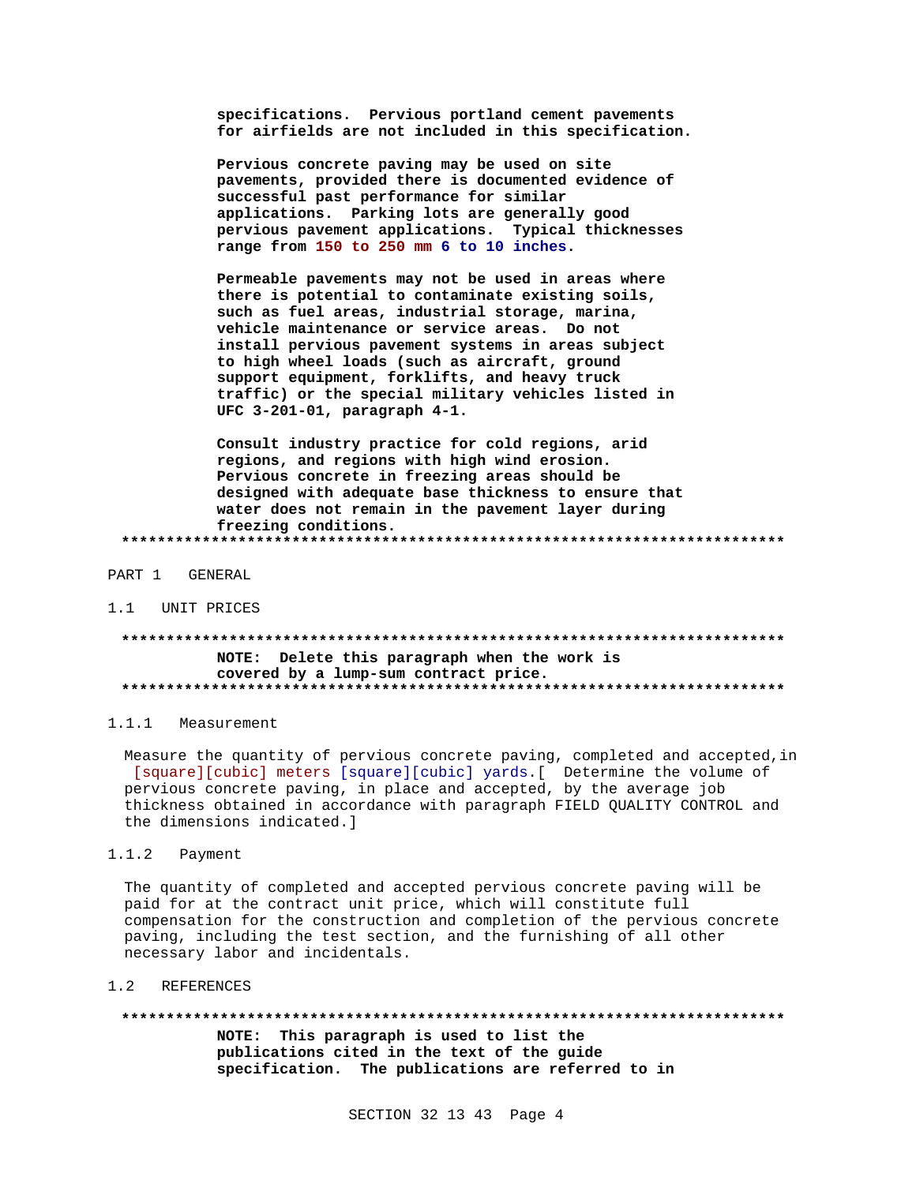**specifications. Pervious portland cement pavements for airfields are not included in this specification.**

**Pervious concrete paving may be used on site pavements, provided there is documented evidence of successful past performance for similar applications. Parking lots are generally good pervious pavement applications. Typical thicknesses range from 150 to 250 mm 6 to 10 inches.**

**Permeable pavements may not be used in areas where there is potential to contaminate existing soils, such as fuel areas, industrial storage, marina, vehicle maintenance or service areas. Do not install pervious pavement systems in areas subject to high wheel loads (such as aircraft, ground support equipment, forklifts, and heavy truck traffic) or the special military vehicles listed in UFC 3-201-01, paragraph 4-1.**

**Consult industry practice for cold regions, arid regions, and regions with high wind erosion. Pervious concrete in freezing areas should be designed with adequate base thickness to ensure that water does not remain in the pavement layer during freezing conditions.**

**************************************************************************

## PART 1 GENERAL

### 1.1 UNIT PRICES

**************************************************************************
**NOTE: Delete this paragraph when the work is covered by a lump-sum contract price.**
**************************************************************************

#### 1.1.1 Measurement

Measure the quantity of pervious concrete paving, completed and accepted, in [square][cubic] meters [square][cubic] yards.[ Determine the volume of pervious concrete paving, in place and accepted, by the average job thickness obtained in accordance with paragraph FIELD QUALITY CONTROL and the dimensions indicated.]

#### 1.1.2 Payment

The quantity of completed and accepted pervious concrete paving will be paid for at the contract unit price, which will constitute full compensation for the construction and completion of the pervious concrete paving, including the test section, and the furnishing of all other necessary labor and incidentals.

### 1.2 REFERENCES

**************************************************************************
**NOTE: This paragraph is used to list the publications cited in the text of the guide specification. The publications are referred to in**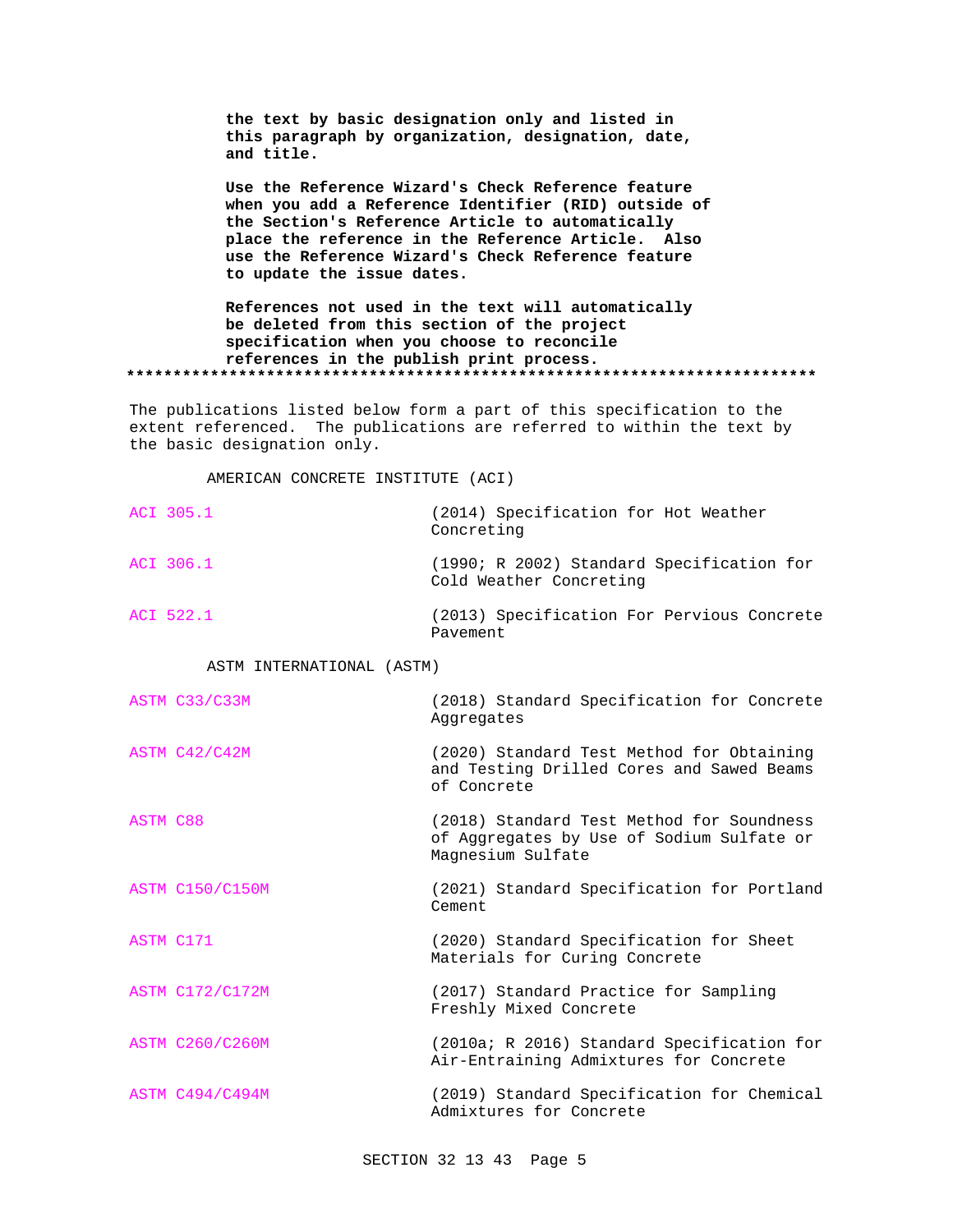**the text by basic designation only and listed in this paragraph by organization, designation, date, and title.**

**Use the Reference Wizard's Check Reference feature when you add a Reference Identifier (RID) outside of the Section's Reference Article to automatically place the reference in the Reference Article. Also use the Reference Wizard's Check Reference feature to update the issue dates.**

**References not used in the text will automatically be deleted from this section of the project specification when you choose to reconcile references in the publish print process.**
**************************************************************************

The publications listed below form a part of this specification to the extent referenced. The publications are referred to within the text by the basic designation only.

AMERICAN CONCRETE INSTITUTE (ACI)

| | |
|---|---|
| ACI 305.1 | (2014) Specification for Hot Weather Concreting |
| ACI 306.1 | (1990; R 2002) Standard Specification for Cold Weather Concreting |
| ACI 522.1 | (2013) Specification For Pervious Concrete Pavement |

ASTM INTERNATIONAL (ASTM)

| | |
|---|---|
| ASTM C33/C33M | (2018) Standard Specification for Concrete Aggregates |
| ASTM C42/C42M | (2020) Standard Test Method for Obtaining and Testing Drilled Cores and Sawed Beams of Concrete |
| ASTM C88 | (2018) Standard Test Method for Soundness of Aggregates by Use of Sodium Sulfate or Magnesium Sulfate |
| ASTM C150/C150M | (2021) Standard Specification for Portland Cement |
| ASTM C171 | (2020) Standard Specification for Sheet Materials for Curing Concrete |
| ASTM C172/C172M | (2017) Standard Practice for Sampling Freshly Mixed Concrete |
| ASTM C260/C260M | (2010a; R 2016) Standard Specification for Air-Entraining Admixtures for Concrete |
| ASTM C494/C494M | (2019) Standard Specification for Chemical Admixtures for Concrete |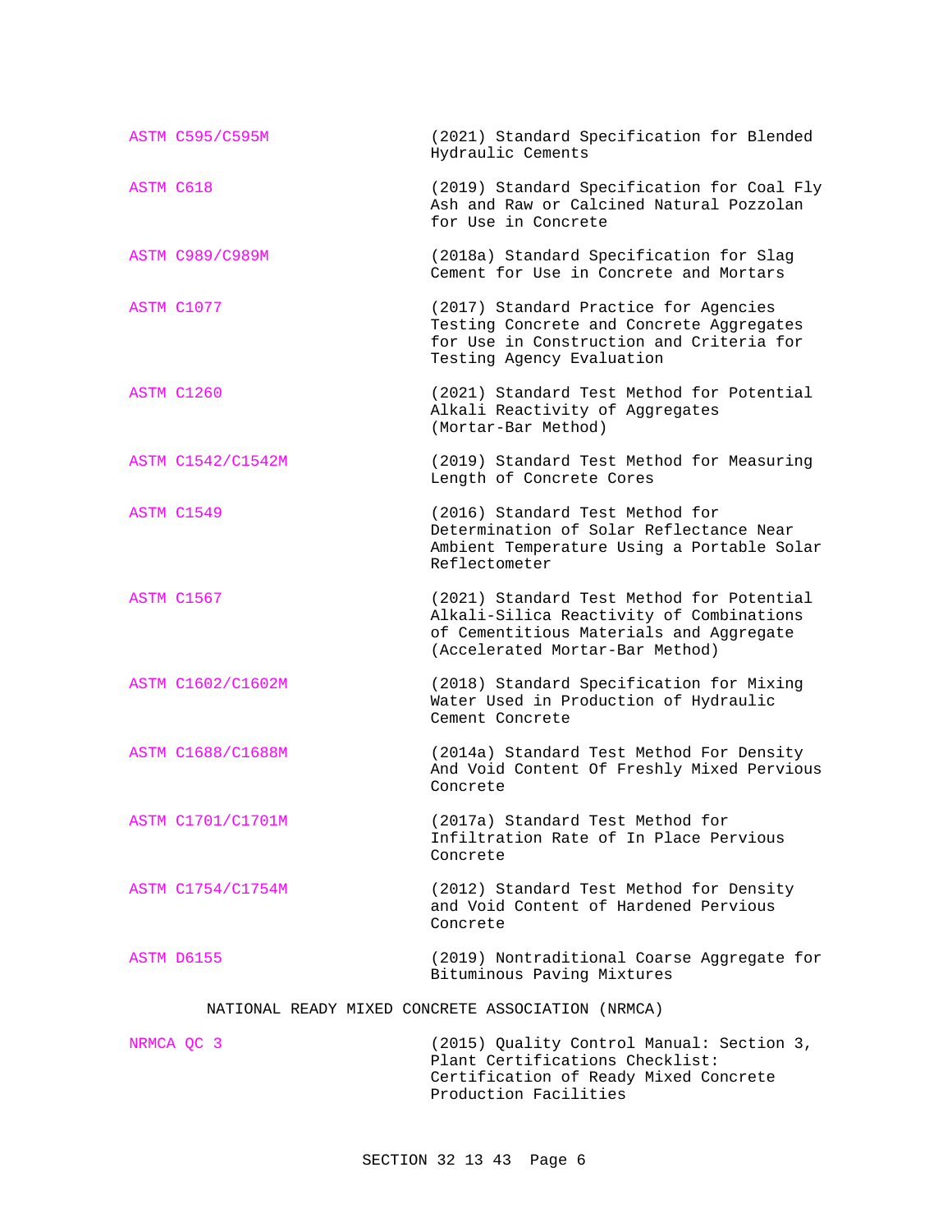| | |
|---|---|
| ASTM C595/C595M | (2021) Standard Specification for Blended Hydraulic Cements |
| ASTM C618 | (2019) Standard Specification for Coal Fly Ash and Raw or Calcined Natural Pozzolan for Use in Concrete |
| ASTM C989/C989M | (2018a) Standard Specification for Slag Cement for Use in Concrete and Mortars |
| ASTM C1077 | (2017) Standard Practice for Agencies Testing Concrete and Concrete Aggregates for Use in Construction and Criteria for Testing Agency Evaluation |
| ASTM C1260 | (2021) Standard Test Method for Potential Alkali Reactivity of Aggregates (Mortar-Bar Method) |
| ASTM C1542/C1542M | (2019) Standard Test Method for Measuring Length of Concrete Cores |
| ASTM C1549 | (2016) Standard Test Method for Determination of Solar Reflectance Near Ambient Temperature Using a Portable Solar Reflectometer |
| ASTM C1567 | (2021) Standard Test Method for Potential Alkali-Silica Reactivity of Combinations of Cementitious Materials and Aggregate (Accelerated Mortar-Bar Method) |
| ASTM C1602/C1602M | (2018) Standard Specification for Mixing Water Used in Production of Hydraulic Cement Concrete |
| ASTM C1688/C1688M | (2014a) Standard Test Method For Density And Void Content Of Freshly Mixed Pervious Concrete |
| ASTM C1701/C1701M | (2017a) Standard Test Method for Infiltration Rate of In Place Pervious Concrete |
| ASTM C1754/C1754M | (2012) Standard Test Method for Density and Void Content of Hardened Pervious Concrete |
| ASTM D6155 | (2019) Nontraditional Coarse Aggregate for Bituminous Paving Mixtures |

NATIONAL READY MIXED CONCRETE ASSOCIATION (NRMCA)

| | |
|---|---|
| NRMCA QC 3 | (2015) Quality Control Manual: Section 3, Plant Certifications Checklist: Certification of Ready Mixed Concrete Production Facilities |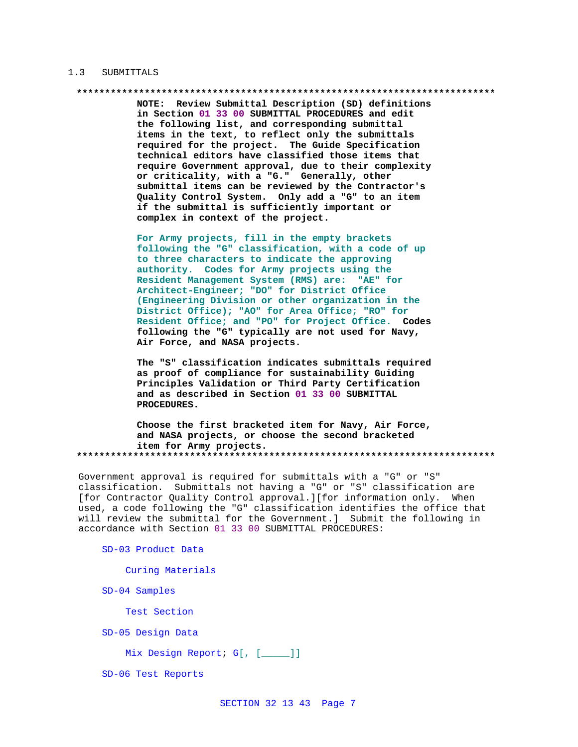## 1.3 SUBMITTALS

**************************************************************************

**NOTE: Review Submittal Description (SD) definitions in Section 01 33 00 SUBMITTAL PROCEDURES and edit the following list, and corresponding submittal items in the text, to reflect only the submittals required for the project. The Guide Specification technical editors have classified those items that require Government approval, due to their complexity or criticality, with a "G." Generally, other submittal items can be reviewed by the Contractor's Quality Control System. Only add a "G" to an item if the submittal is sufficiently important or complex in context of the project.**

**For Army projects, fill in the empty brackets following the "G" classification, with a code of up to three characters to indicate the approving authority. Codes for Army projects using the Resident Management System (RMS) are: "AE" for Architect-Engineer; "DO" for District Office (Engineering Division or other organization in the District Office); "AO" for Area Office; "RO" for Resident Office; and "PO" for Project Office. Codes following the "G" typically are not used for Navy, Air Force, and NASA projects.**

**The "S" classification indicates submittals required as proof of compliance for sustainability Guiding Principles Validation or Third Party Certification and as described in Section 01 33 00 SUBMITTAL PROCEDURES.**

**Choose the first bracketed item for Navy, Air Force, and NASA projects, or choose the second bracketed item for Army projects.**

**************************************************************************

Government approval is required for submittals with a "G" or "S" classification. Submittals not having a "G" or "S" classification are [for Contractor Quality Control approval.][for information only. When used, a code following the "G" classification identifies the office that will review the submittal for the Government.] Submit the following in accordance with Section 01 33 00 SUBMITTAL PROCEDURES:

SD-03 Product Data

Curing Materials

SD-04 Samples

Test Section

SD-05 Design Data

Mix Design Report; G[, [_____]]

SD-06 Test Reports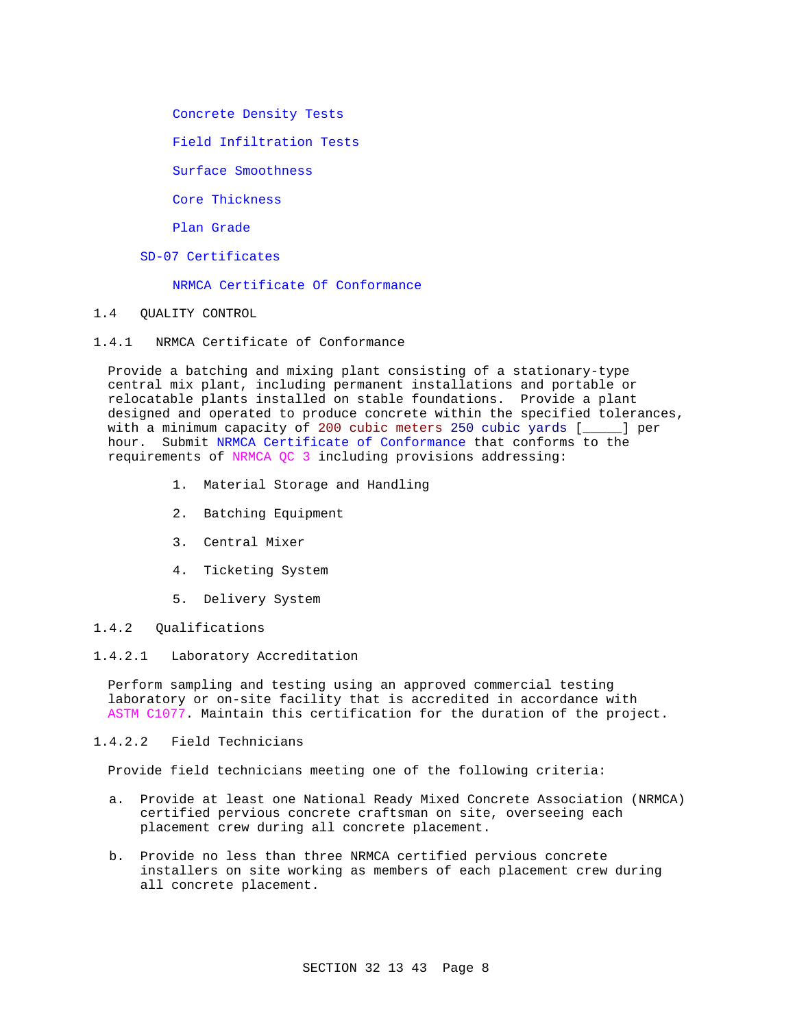Concrete Density Tests

Field Infiltration Tests

Surface Smoothness

Core Thickness

Plan Grade

SD-07 Certificates

NRMCA Certificate Of Conformance

## 1.4 QUALITY CONTROL

### 1.4.1 NRMCA Certificate of Conformance

Provide a batching and mixing plant consisting of a stationary-type central mix plant, including permanent installations and portable or relocatable plants installed on stable foundations. Provide a plant designed and operated to produce concrete within the specified tolerances, with a minimum capacity of 200 cubic meters 250 cubic yards [_____] per hour. Submit NRMCA Certificate of Conformance that conforms to the requirements of NRMCA QC 3 including provisions addressing:

1. Material Storage and Handling
2. Batching Equipment
3. Central Mixer
4. Ticketing System
5. Delivery System

### 1.4.2 Qualifications

#### 1.4.2.1 Laboratory Accreditation

Perform sampling and testing using an approved commercial testing laboratory or on-site facility that is accredited in accordance with ASTM C1077. Maintain this certification for the duration of the project.

#### 1.4.2.2 Field Technicians

Provide field technicians meeting one of the following criteria:

a. Provide at least one National Ready Mixed Concrete Association (NRMCA) certified pervious concrete craftsman on site, overseeing each placement crew during all concrete placement.

b. Provide no less than three NRMCA certified pervious concrete installers on site working as members of each placement crew during all concrete placement.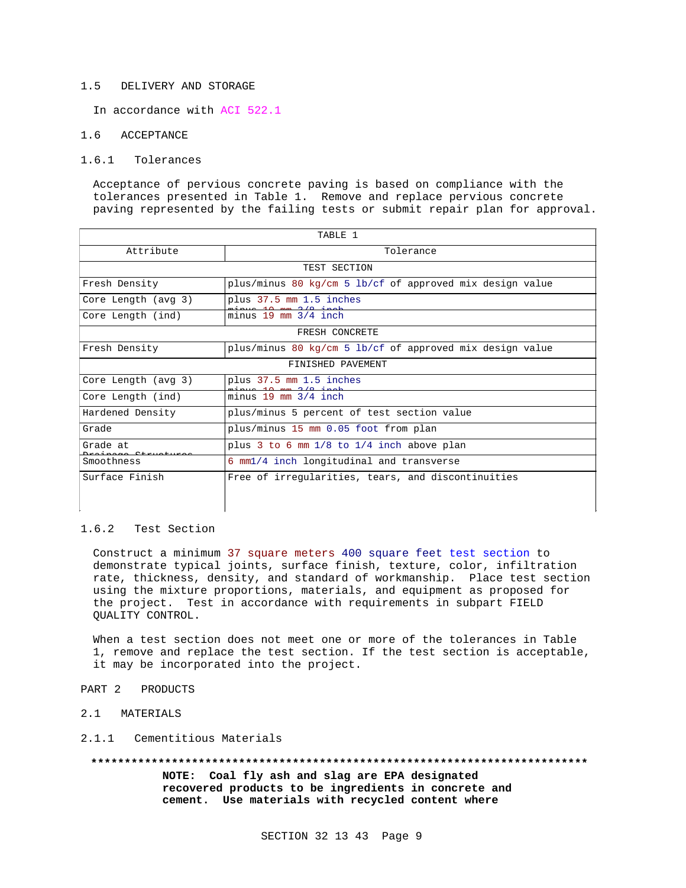## 1.5 DELIVERY AND STORAGE

In accordance with ACI 522.1

## 1.6 ACCEPTANCE

### 1.6.1 Tolerances

Acceptance of pervious concrete paving is based on compliance with the tolerances presented in Table 1. Remove and replace pervious concrete paving represented by the failing tests or submit repair plan for approval.

| TABLE 1 | |
|---|---|
| Attribute | Tolerance |
| TEST SECTION | |
| Fresh Density | plus/minus 80 kg/cm 5 lb/cf of approved mix design value |
| Core Length (avg 3) | plus 37.5 mm 1.5 inches minus 10 mm 3/8 inch |
| Core Length (ind) | minus 19 mm 3/4 inch |
| FRESH CONCRETE | |
| Fresh Density | plus/minus 80 kg/cm 5 lb/cf of approved mix design value |
| FINISHED PAVEMENT | |
| Core Length (avg 3) | plus 37.5 mm 1.5 inches minus 10 mm 3/8 inch |
| Core Length (ind) | minus 19 mm 3/4 inch |
| Hardened Density | plus/minus 5 percent of test section value |
| Grade | plus/minus 15 mm 0.05 foot from plan |
| Grade at Drainage Structures | plus 3 to 6 mm 1/8 to 1/4 inch above plan |
| Smoothness | 6 mm1/4 inch longitudinal and transverse |
| Surface Finish | Free of irregularities, tears, and discontinuities |

### 1.6.2 Test Section

Construct a minimum 37 square meters 400 square feet test section to demonstrate typical joints, surface finish, texture, color, infiltration rate, thickness, density, and standard of workmanship. Place test section using the mixture proportions, materials, and equipment as proposed for the project. Test in accordance with requirements in subpart FIELD QUALITY CONTROL.

When a test section does not meet one or more of the tolerances in Table 1, remove and replace the test section. If the test section is acceptable, it may be incorporated into the project.

# PART 2 PRODUCTS

## 2.1 MATERIALS

### 2.1.1 Cementitious Materials

**************************************************************************

**NOTE: Coal fly ash and slag are EPA designated recovered products to be ingredients in concrete and cement. Use materials with recycled content where**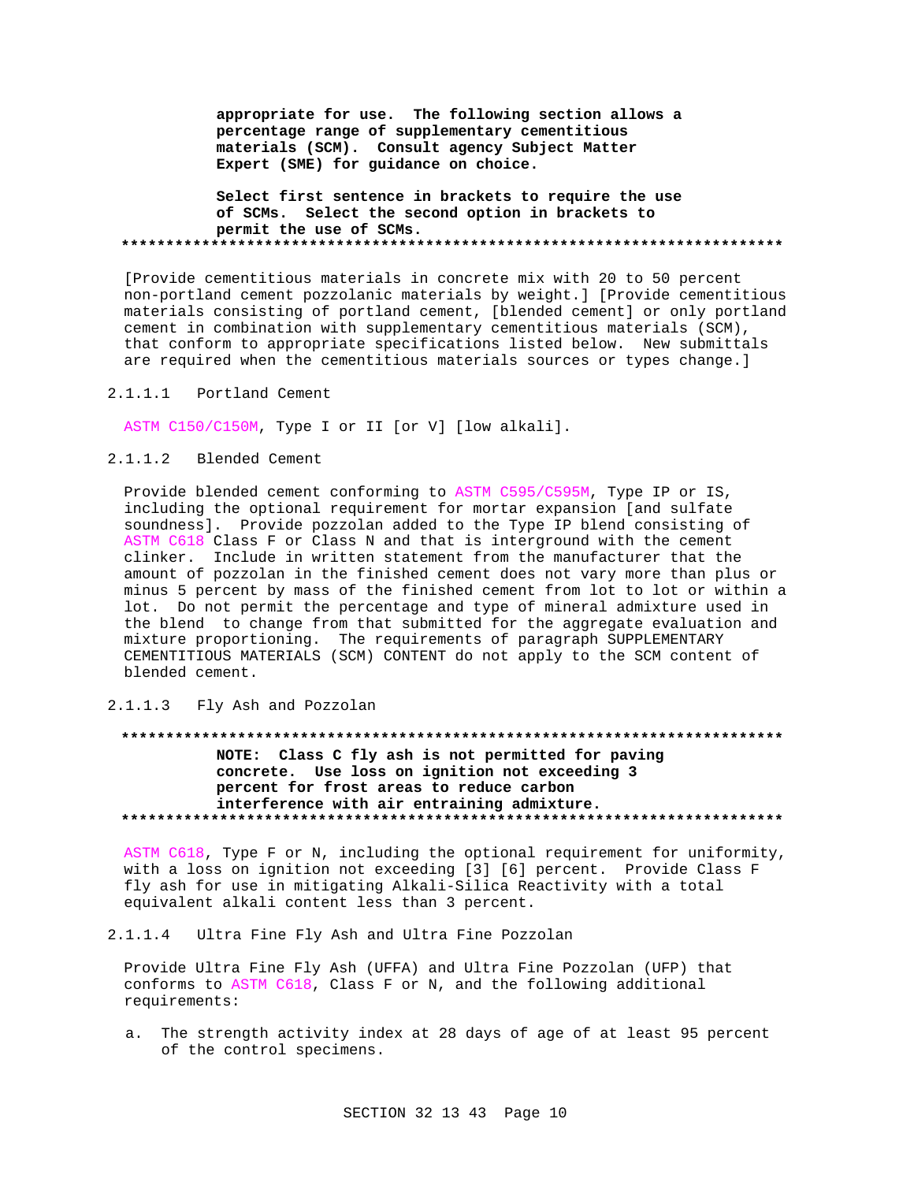**appropriate for use. The following section allows a percentage range of supplementary cementitious materials (SCM). Consult agency Subject Matter Expert (SME) for guidance on choice.**

**Select first sentence in brackets to require the use of SCMs. Select the second option in brackets to permit the use of SCMs.**

**************************************************************************

[Provide cementitious materials in concrete mix with 20 to 50 percent non-portland cement pozzolanic materials by weight.] [Provide cementitious materials consisting of portland cement, [blended cement] or only portland cement in combination with supplementary cementitious materials (SCM), that conform to appropriate specifications listed below. New submittals are required when the cementitious materials sources or types change.]

#### 2.1.1.1 Portland Cement

ASTM C150/C150M, Type I or II [or V] [low alkali].

#### 2.1.1.2 Blended Cement

Provide blended cement conforming to ASTM C595/C595M, Type IP or IS, including the optional requirement for mortar expansion [and sulfate soundness]. Provide pozzolan added to the Type IP blend consisting of ASTM C618 Class F or Class N and that is interground with the cement clinker. Include in written statement from the manufacturer that the amount of pozzolan in the finished cement does not vary more than plus or minus 5 percent by mass of the finished cement from lot to lot or within a lot. Do not permit the percentage and type of mineral admixture used in the blend to change from that submitted for the aggregate evaluation and mixture proportioning. The requirements of paragraph SUPPLEMENTARY CEMENTITIOUS MATERIALS (SCM) CONTENT do not apply to the SCM content of blended cement.

#### 2.1.1.3 Fly Ash and Pozzolan

**************************************************************************

**NOTE: Class C fly ash is not permitted for paving concrete. Use loss on ignition not exceeding 3 percent for frost areas to reduce carbon interference with air entraining admixture.**

**************************************************************************

ASTM C618, Type F or N, including the optional requirement for uniformity, with a loss on ignition not exceeding [3] [6] percent. Provide Class F fly ash for use in mitigating Alkali-Silica Reactivity with a total equivalent alkali content less than 3 percent.

#### 2.1.1.4 Ultra Fine Fly Ash and Ultra Fine Pozzolan

Provide Ultra Fine Fly Ash (UFFA) and Ultra Fine Pozzolan (UFP) that conforms to ASTM C618, Class F or N, and the following additional requirements:

a. The strength activity index at 28 days of age of at least 95 percent of the control specimens.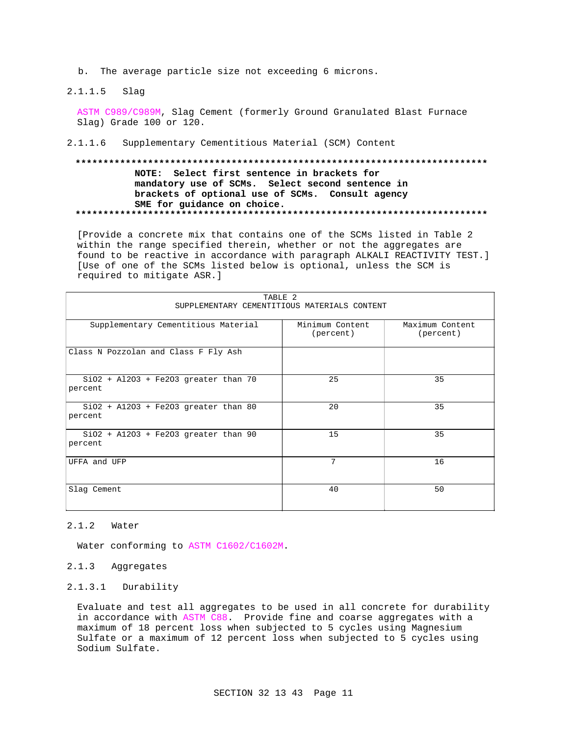b. The average particle size not exceeding 6 microns.

#### 2.1.1.5 Slag

ASTM C989/C989M, Slag Cement (formerly Ground Granulated Blast Furnace Slag) Grade 100 or 120.

#### 2.1.1.6 Supplementary Cementitious Material (SCM) Content

**************************************************************************

**NOTE: Select first sentence in brackets for mandatory use of SCMs. Select second sentence in brackets of optional use of SCMs. Consult agency SME for guidance on choice.**

**************************************************************************

[Provide a concrete mix that contains one of the SCMs listed in Table 2 within the range specified therein, whether or not the aggregates are found to be reactive in accordance with paragraph ALKALI REACTIVITY TEST.] [Use of one of the SCMs listed below is optional, unless the SCM is required to mitigate ASR.]

TABLE 2
SUPPLEMENTARY CEMENTITIOUS MATERIALS CONTENT

| Supplementary Cementitious Material | Minimum Content (percent) | Maximum Content (percent) |
|---|---|---|
| Class N Pozzolan and Class F Fly Ash | | |
| $SiO_2 + Al_2O_3 + Fe_2O_3$ greater than 70 percent | 25 | 35 |
| $SiO_2 + Al_2O_3 + Fe_2O_3$ greater than 80 percent | 20 | 35 |
| $SiO_2 + Al_2O_3 + Fe_2O_3$ greater than 90 percent | 15 | 35 |
| UFFA and UFP | 7 | 16 |
| Slag Cement | 40 | 50 |

### 2.1.2 Water

Water conforming to ASTM C1602/C1602M.

### 2.1.3 Aggregates

#### 2.1.3.1 Durability

Evaluate and test all aggregates to be used in all concrete for durability in accordance with ASTM C88. Provide fine and coarse aggregates with a maximum of 18 percent loss when subjected to 5 cycles using Magnesium Sulfate or a maximum of 12 percent loss when subjected to 5 cycles using Sodium Sulfate.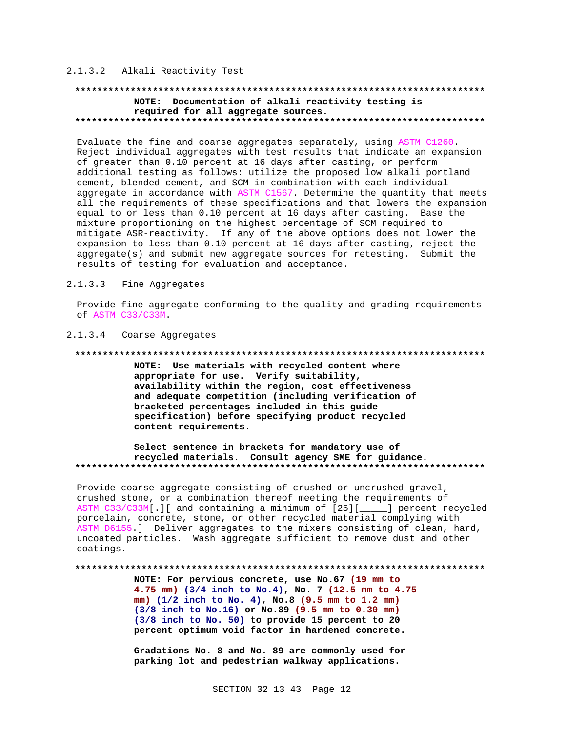#### 2.1.3.2 Alkali Reactivity Test

**************************************************************************

**NOTE: Documentation of alkali reactivity testing is required for all aggregate sources.**

**************************************************************************

Evaluate the fine and coarse aggregates separately, using ASTM C1260. Reject individual aggregates with test results that indicate an expansion of greater than 0.10 percent at 16 days after casting, or perform additional testing as follows: utilize the proposed low alkali portland cement, blended cement, and SCM in combination with each individual aggregate in accordance with ASTM C1567. Determine the quantity that meets all the requirements of these specifications and that lowers the expansion equal to or less than 0.10 percent at 16 days after casting. Base the mixture proportioning on the highest percentage of SCM required to mitigate ASR-reactivity. If any of the above options does not lower the expansion to less than 0.10 percent at 16 days after casting, reject the aggregate(s) and submit new aggregate sources for retesting. Submit the results of testing for evaluation and acceptance.

#### 2.1.3.3 Fine Aggregates

Provide fine aggregate conforming to the quality and grading requirements of ASTM C33/C33M.

#### 2.1.3.4 Coarse Aggregates

**************************************************************************

**NOTE: Use materials with recycled content where appropriate for use. Verify suitability, availability within the region, cost effectiveness and adequate competition (including verification of bracketed percentages included in this guide specification) before specifying product recycled content requirements.**

**Select sentence in brackets for mandatory use of recycled materials. Consult agency SME for guidance.**

**************************************************************************

Provide coarse aggregate consisting of crushed or uncrushed gravel, crushed stone, or a combination thereof meeting the requirements of ASTM C33/C33M[.][ and containing a minimum of [25][_____] percent recycled porcelain, concrete, stone, or other recycled material complying with ASTM D6155.] Deliver aggregates to the mixers consisting of clean, hard, uncoated particles. Wash aggregate sufficient to remove dust and other coatings.

**************************************************************************

**NOTE: For pervious concrete, use No.67 (19 mm to 4.75 mm) (3/4 inch to No.4), No. 7 (12.5 mm to 4.75 mm) (1/2 inch to No. 4), No.8 (9.5 mm to 1.2 mm) (3/8 inch to No.16) or No.89 (9.5 mm to 0.30 mm) (3/8 inch to No. 50) to provide 15 percent to 20 percent optimum void factor in hardened concrete.**

**Gradations No. 8 and No. 89 are commonly used for parking lot and pedestrian walkway applications.**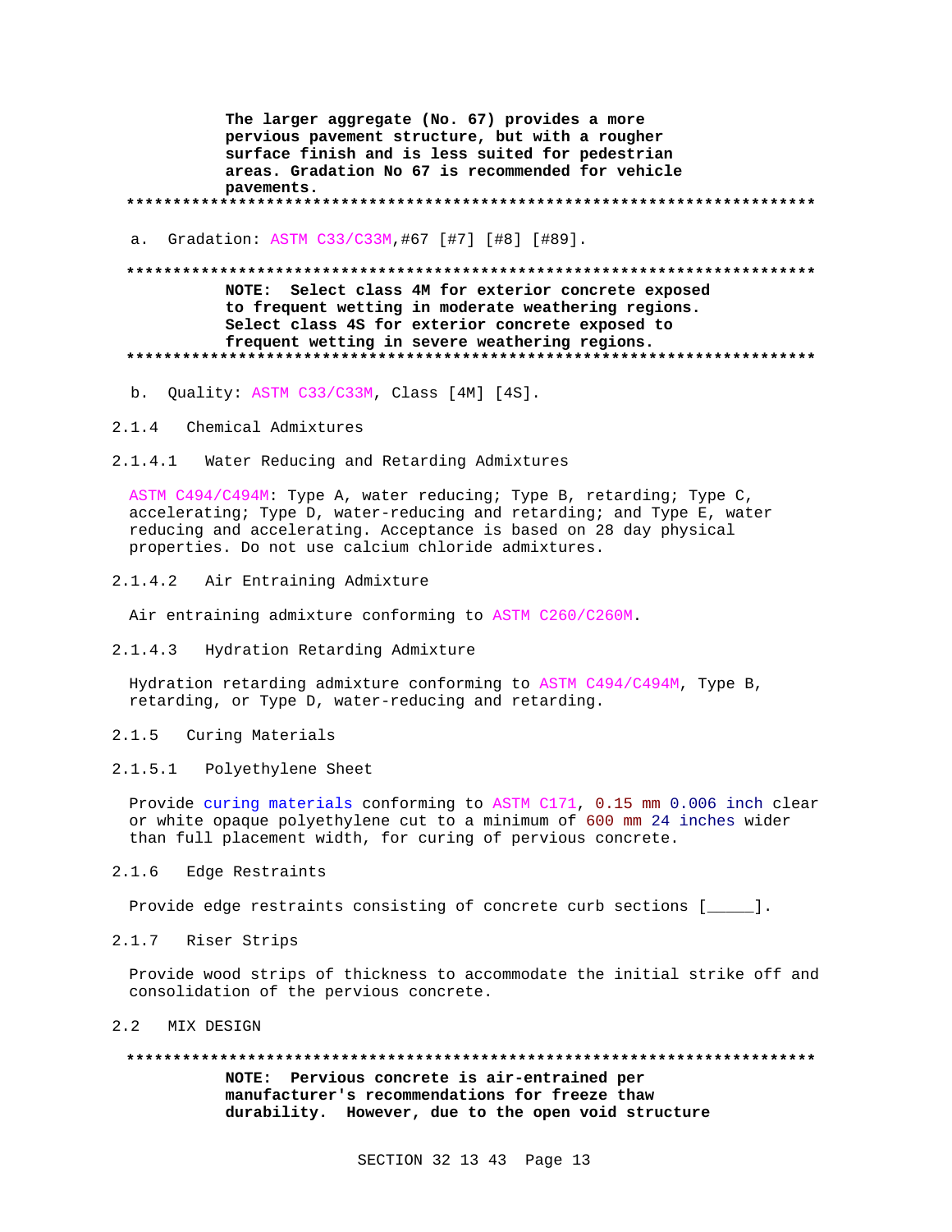**The larger aggregate (No. 67) provides a more pervious pavement structure, but with a rougher surface finish and is less suited for pedestrian areas. Gradation No 67 is recommended for vehicle pavements.**

**************************************************************************

a. Gradation: ASTM C33/C33M,#67 [#7] [#8] [#89].

**************************************************************************

**NOTE: Select class 4M for exterior concrete exposed to frequent wetting in moderate weathering regions. Select class 4S for exterior concrete exposed to frequent wetting in severe weathering regions.**

**************************************************************************

b. Quality: ASTM C33/C33M, Class [4M] [4S].

2.1.4 Chemical Admixtures

2.1.4.1 Water Reducing and Retarding Admixtures

ASTM C494/C494M: Type A, water reducing; Type B, retarding; Type C, accelerating; Type D, water-reducing and retarding; and Type E, water reducing and accelerating. Acceptance is based on 28 day physical properties. Do not use calcium chloride admixtures.

2.1.4.2 Air Entraining Admixture

Air entraining admixture conforming to ASTM C260/C260M.

2.1.4.3 Hydration Retarding Admixture

Hydration retarding admixture conforming to ASTM C494/C494M, Type B, retarding, or Type D, water-reducing and retarding.

2.1.5 Curing Materials

2.1.5.1 Polyethylene Sheet

Provide curing materials conforming to ASTM C171, 0.15 mm 0.006 inch clear or white opaque polyethylene cut to a minimum of 600 mm 24 inches wider than full placement width, for curing of pervious concrete.

2.1.6 Edge Restraints

Provide edge restraints consisting of concrete curb sections [_____].

2.1.7 Riser Strips

Provide wood strips of thickness to accommodate the initial strike off and consolidation of the pervious concrete.

2.2 MIX DESIGN

**************************************************************************

**NOTE: Pervious concrete is air-entrained per manufacturer's recommendations for freeze thaw durability. However, due to the open void structure**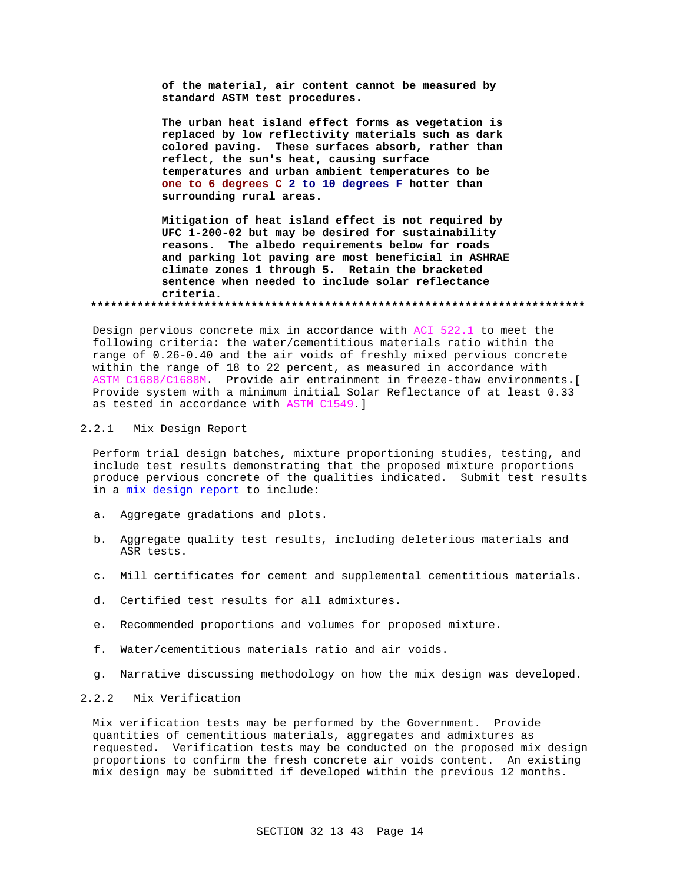**of the material, air content cannot be measured by standard ASTM test procedures.**

**The urban heat island effect forms as vegetation is replaced by low reflectivity materials such as dark colored paving. These surfaces absorb, rather than reflect, the sun's heat, causing surface temperatures and urban ambient temperatures to be one to 6 degrees C 2 to 10 degrees F hotter than surrounding rural areas.**

**Mitigation of heat island effect is not required by UFC 1-200-02 but may be desired for sustainability reasons. The albedo requirements below for roads and parking lot paving are most beneficial in ASHRAE climate zones 1 through 5. Retain the bracketed sentence when needed to include solar reflectance criteria.**

**************************************************************************

Design pervious concrete mix in accordance with ACI 522.1 to meet the following criteria: the water/cementitious materials ratio within the range of 0.26-0.40 and the air voids of freshly mixed pervious concrete within the range of 18 to 22 percent, as measured in accordance with ASTM C1688/C1688M. Provide air entrainment in freeze-thaw environments.[ Provide system with a minimum initial Solar Reflectance of at least 0.33 as tested in accordance with ASTM C1549.]

### 2.2.1 Mix Design Report

Perform trial design batches, mixture proportioning studies, testing, and include test results demonstrating that the proposed mixture proportions produce pervious concrete of the qualities indicated. Submit test results in a mix design report to include:

a. Aggregate gradations and plots.

b. Aggregate quality test results, including deleterious materials and ASR tests.

c. Mill certificates for cement and supplemental cementitious materials.

d. Certified test results for all admixtures.

e. Recommended proportions and volumes for proposed mixture.

f. Water/cementitious materials ratio and air voids.

g. Narrative discussing methodology on how the mix design was developed.

### 2.2.2 Mix Verification

Mix verification tests may be performed by the Government. Provide quantities of cementitious materials, aggregates and admixtures as requested. Verification tests may be conducted on the proposed mix design proportions to confirm the fresh concrete air voids content. An existing mix design may be submitted if developed within the previous 12 months.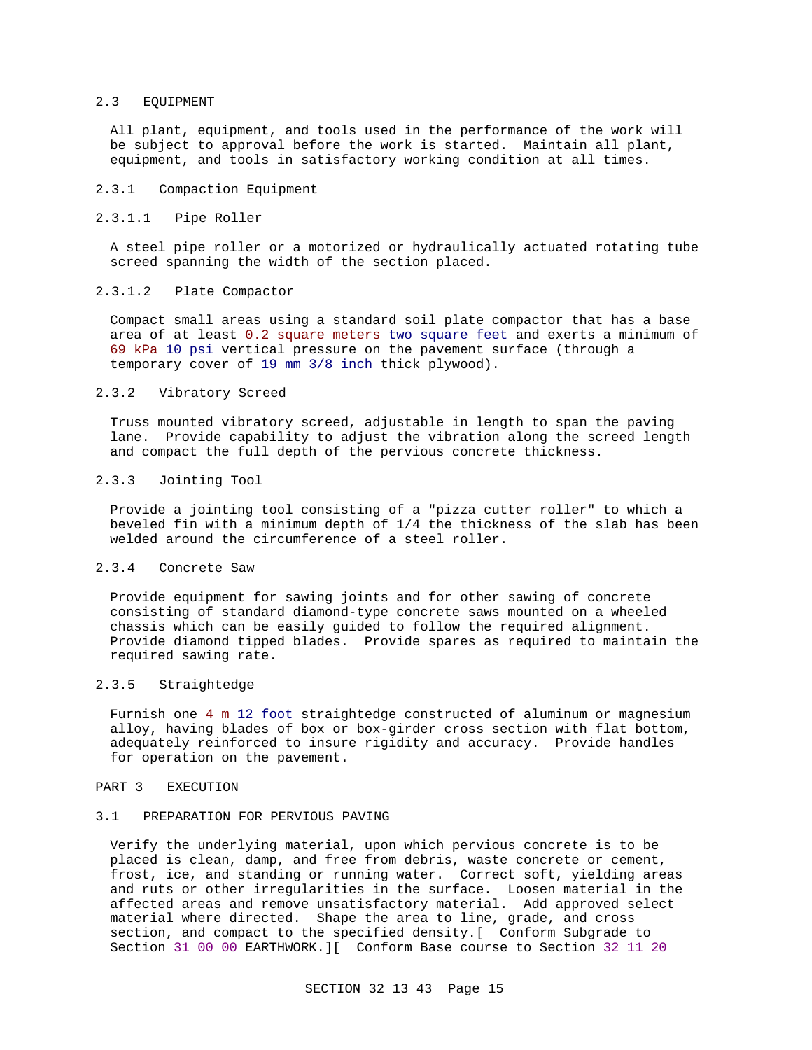## 2.3 EQUIPMENT

All plant, equipment, and tools used in the performance of the work will be subject to approval before the work is started. Maintain all plant, equipment, and tools in satisfactory working condition at all times.

### 2.3.1 Compaction Equipment

#### 2.3.1.1 Pipe Roller

A steel pipe roller or a motorized or hydraulically actuated rotating tube screed spanning the width of the section placed.

#### 2.3.1.2 Plate Compactor

Compact small areas using a standard soil plate compactor that has a base area of at least 0.2 square meters two square feet and exerts a minimum of 69 kPa 10 psi vertical pressure on the pavement surface (through a temporary cover of 19 mm 3/8 inch thick plywood).

### 2.3.2 Vibratory Screed

Truss mounted vibratory screed, adjustable in length to span the paving lane. Provide capability to adjust the vibration along the screed length and compact the full depth of the pervious concrete thickness.

### 2.3.3 Jointing Tool

Provide a jointing tool consisting of a "pizza cutter roller" to which a beveled fin with a minimum depth of 1/4 the thickness of the slab has been welded around the circumference of a steel roller.

### 2.3.4 Concrete Saw

Provide equipment for sawing joints and for other sawing of concrete consisting of standard diamond-type concrete saws mounted on a wheeled chassis which can be easily guided to follow the required alignment. Provide diamond tipped blades. Provide spares as required to maintain the required sawing rate.

### 2.3.5 Straightedge

Furnish one 4 m 12 foot straightedge constructed of aluminum or magnesium alloy, having blades of box or box-girder cross section with flat bottom, adequately reinforced to insure rigidity and accuracy. Provide handles for operation on the pavement.

# PART 3 EXECUTION

## 3.1 PREPARATION FOR PERVIOUS PAVING

Verify the underlying material, upon which pervious concrete is to be placed is clean, damp, and free from debris, waste concrete or cement, frost, ice, and standing or running water. Correct soft, yielding areas and ruts or other irregularities in the surface. Loosen material in the affected areas and remove unsatisfactory material. Add approved select material where directed. Shape the area to line, grade, and cross section, and compact to the specified density.[ Conform Subgrade to Section 31 00 00 EARTHWORK.][ Conform Base course to Section 32 11 20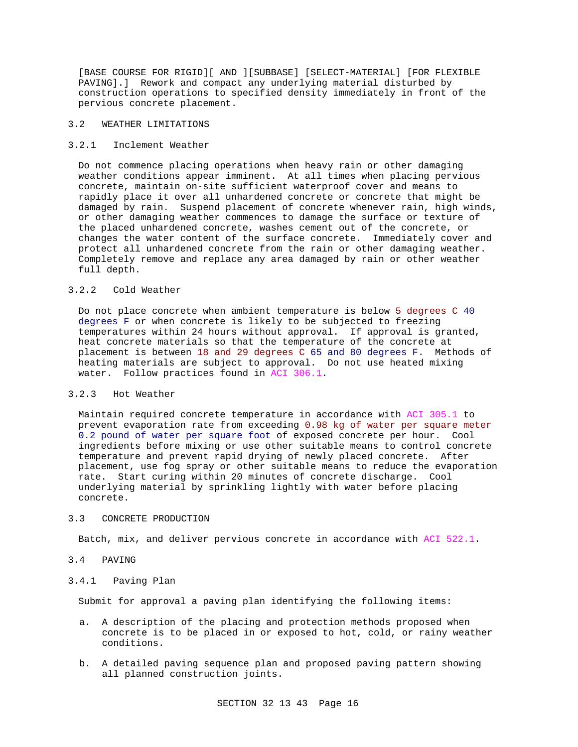[BASE COURSE FOR RIGID][ AND ][SUBBASE] [SELECT-MATERIAL] [FOR FLEXIBLE PAVING].] Rework and compact any underlying material disturbed by construction operations to specified density immediately in front of the pervious concrete placement.

## 3.2 WEATHER LIMITATIONS

### 3.2.1 Inclement Weather

Do not commence placing operations when heavy rain or other damaging weather conditions appear imminent. At all times when placing pervious concrete, maintain on-site sufficient waterproof cover and means to rapidly place it over all unhardened concrete or concrete that might be damaged by rain. Suspend placement of concrete whenever rain, high winds, or other damaging weather commences to damage the surface or texture of the placed unhardened concrete, washes cement out of the concrete, or changes the water content of the surface concrete. Immediately cover and protect all unhardened concrete from the rain or other damaging weather. Completely remove and replace any area damaged by rain or other weather full depth.

### 3.2.2 Cold Weather

Do not place concrete when ambient temperature is below 5 degrees C 40 degrees F or when concrete is likely to be subjected to freezing temperatures within 24 hours without approval. If approval is granted, heat concrete materials so that the temperature of the concrete at placement is between 18 and 29 degrees C 65 and 80 degrees F. Methods of heating materials are subject to approval. Do not use heated mixing water. Follow practices found in ACI 306.1.

### 3.2.3 Hot Weather

Maintain required concrete temperature in accordance with ACI 305.1 to prevent evaporation rate from exceeding 0.98 kg of water per square meter 0.2 pound of water per square foot of exposed concrete per hour. Cool ingredients before mixing or use other suitable means to control concrete temperature and prevent rapid drying of newly placed concrete. After placement, use fog spray or other suitable means to reduce the evaporation rate. Start curing within 20 minutes of concrete discharge. Cool underlying material by sprinkling lightly with water before placing concrete.

## 3.3 CONCRETE PRODUCTION

Batch, mix, and deliver pervious concrete in accordance with ACI 522.1.

## 3.4 PAVING

### 3.4.1 Paving Plan

Submit for approval a paving plan identifying the following items:

a. A description of the placing and protection methods proposed when concrete is to be placed in or exposed to hot, cold, or rainy weather conditions.

b. A detailed paving sequence plan and proposed paving pattern showing all planned construction joints.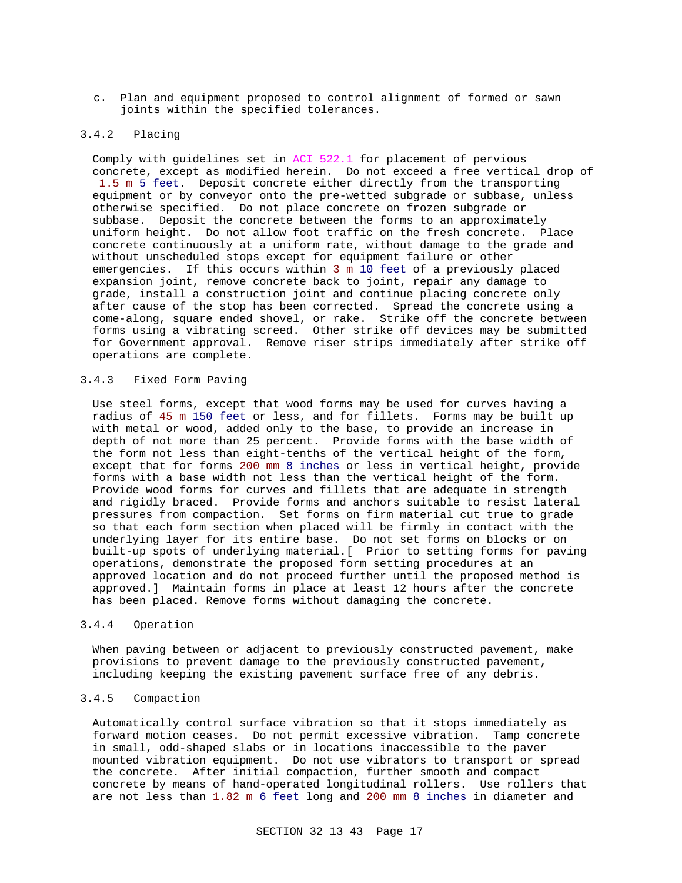c. Plan and equipment proposed to control alignment of formed or sawn joints within the specified tolerances.

### 3.4.2 Placing

Comply with guidelines set in ACI 522.1 for placement of pervious concrete, except as modified herein. Do not exceed a free vertical drop of 1.5 m 5 feet. Deposit concrete either directly from the transporting equipment or by conveyor onto the pre-wetted subgrade or subbase, unless otherwise specified. Do not place concrete on frozen subgrade or subbase. Deposit the concrete between the forms to an approximately uniform height. Do not allow foot traffic on the fresh concrete. Place concrete continuously at a uniform rate, without damage to the grade and without unscheduled stops except for equipment failure or other emergencies. If this occurs within 3 m 10 feet of a previously placed expansion joint, remove concrete back to joint, repair any damage to grade, install a construction joint and continue placing concrete only after cause of the stop has been corrected. Spread the concrete using a come-along, square ended shovel, or rake. Strike off the concrete between forms using a vibrating screed. Other strike off devices may be submitted for Government approval. Remove riser strips immediately after strike off operations are complete.

### 3.4.3 Fixed Form Paving

Use steel forms, except that wood forms may be used for curves having a radius of 45 m 150 feet or less, and for fillets. Forms may be built up with metal or wood, added only to the base, to provide an increase in depth of not more than 25 percent. Provide forms with the base width of the form not less than eight-tenths of the vertical height of the form, except that for forms 200 mm 8 inches or less in vertical height, provide forms with a base width not less than the vertical height of the form. Provide wood forms for curves and fillets that are adequate in strength and rigidly braced. Provide forms and anchors suitable to resist lateral pressures from compaction. Set forms on firm material cut true to grade so that each form section when placed will be firmly in contact with the underlying layer for its entire base. Do not set forms on blocks or on built-up spots of underlying material.[ Prior to setting forms for paving operations, demonstrate the proposed form setting procedures at an approved location and do not proceed further until the proposed method is approved.] Maintain forms in place at least 12 hours after the concrete has been placed. Remove forms without damaging the concrete.

### 3.4.4 Operation

When paving between or adjacent to previously constructed pavement, make provisions to prevent damage to the previously constructed pavement, including keeping the existing pavement surface free of any debris.

### 3.4.5 Compaction

Automatically control surface vibration so that it stops immediately as forward motion ceases. Do not permit excessive vibration. Tamp concrete in small, odd-shaped slabs or in locations inaccessible to the paver mounted vibration equipment. Do not use vibrators to transport or spread the concrete. After initial compaction, further smooth and compact concrete by means of hand-operated longitudinal rollers. Use rollers that are not less than 1.82 m 6 feet long and 200 mm 8 inches in diameter and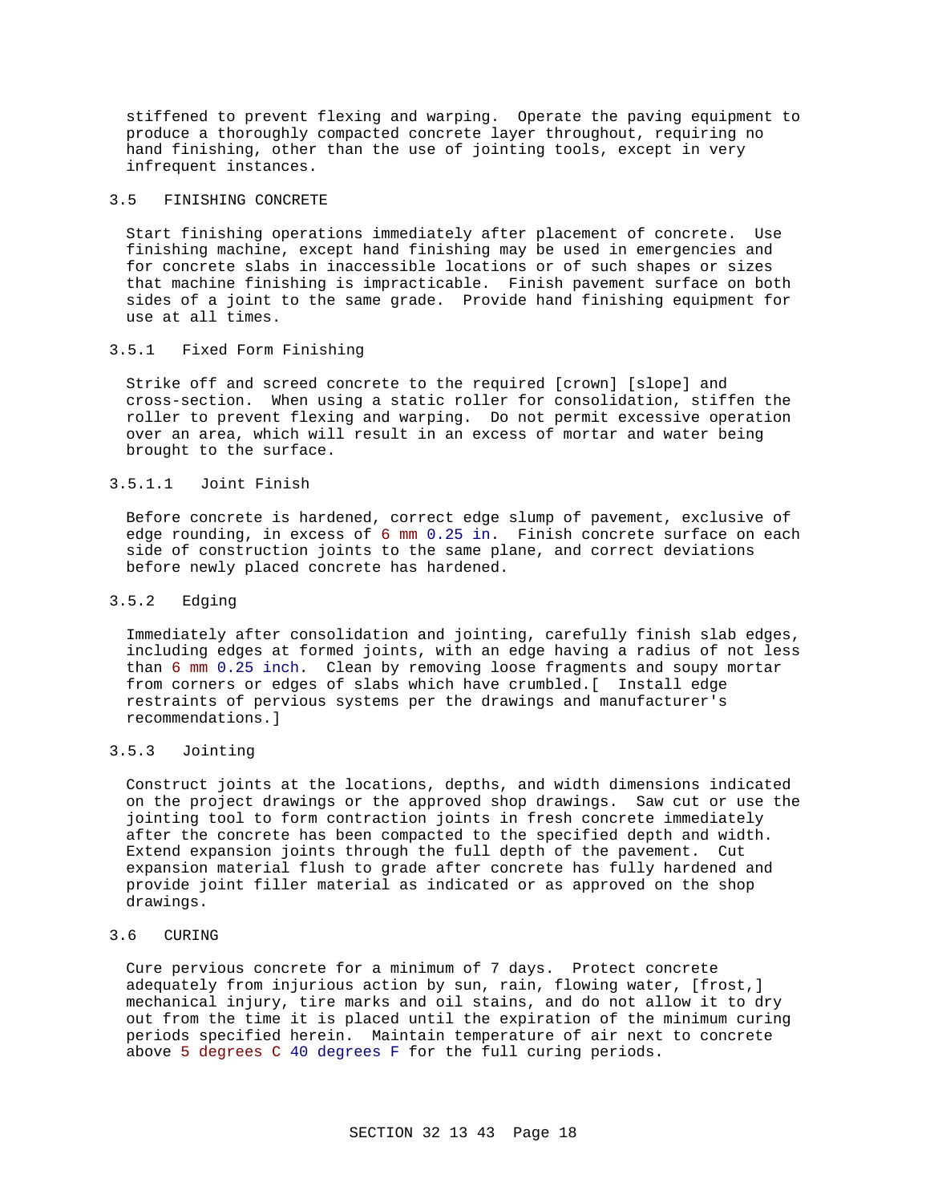stiffened to prevent flexing and warping. Operate the paving equipment to produce a thoroughly compacted concrete layer throughout, requiring no hand finishing, other than the use of jointing tools, except in very infrequent instances.

## 3.5 FINISHING CONCRETE

Start finishing operations immediately after placement of concrete. Use finishing machine, except hand finishing may be used in emergencies and for concrete slabs in inaccessible locations or of such shapes or sizes that machine finishing is impracticable. Finish pavement surface on both sides of a joint to the same grade. Provide hand finishing equipment for use at all times.

### 3.5.1 Fixed Form Finishing

Strike off and screed concrete to the required [crown] [slope] and cross-section. When using a static roller for consolidation, stiffen the roller to prevent flexing and warping. Do not permit excessive operation over an area, which will result in an excess of mortar and water being brought to the surface.

#### 3.5.1.1 Joint Finish

Before concrete is hardened, correct edge slump of pavement, exclusive of edge rounding, in excess of 6 mm 0.25 in. Finish concrete surface on each side of construction joints to the same plane, and correct deviations before newly placed concrete has hardened.

### 3.5.2 Edging

Immediately after consolidation and jointing, carefully finish slab edges, including edges at formed joints, with an edge having a radius of not less than 6 mm 0.25 inch. Clean by removing loose fragments and soupy mortar from corners or edges of slabs which have crumbled.[ Install edge restraints of pervious systems per the drawings and manufacturer's recommendations.]

### 3.5.3 Jointing

Construct joints at the locations, depths, and width dimensions indicated on the project drawings or the approved shop drawings. Saw cut or use the jointing tool to form contraction joints in fresh concrete immediately after the concrete has been compacted to the specified depth and width. Extend expansion joints through the full depth of the pavement. Cut expansion material flush to grade after concrete has fully hardened and provide joint filler material as indicated or as approved on the shop drawings.

## 3.6 CURING

Cure pervious concrete for a minimum of 7 days. Protect concrete adequately from injurious action by sun, rain, flowing water, [frost,] mechanical injury, tire marks and oil stains, and do not allow it to dry out from the time it is placed until the expiration of the minimum curing periods specified herein. Maintain temperature of air next to concrete above 5 degrees C 40 degrees F for the full curing periods.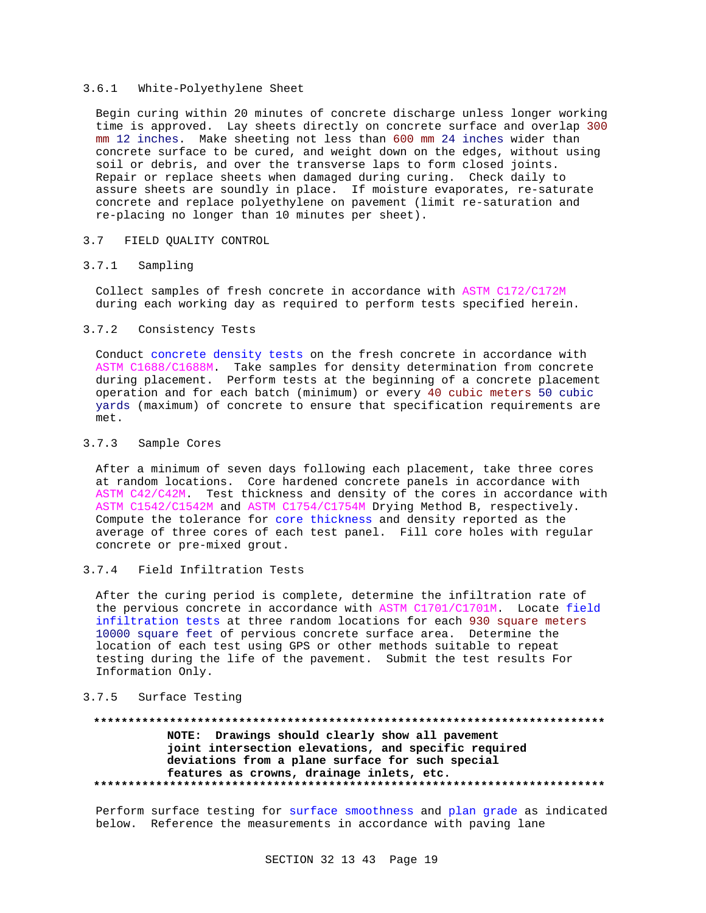### 3.6.1 White-Polyethylene Sheet

Begin curing within 20 minutes of concrete discharge unless longer working time is approved. Lay sheets directly on concrete surface and overlap 300 mm 12 inches. Make sheeting not less than 600 mm 24 inches wider than concrete surface to be cured, and weight down on the edges, without using soil or debris, and over the transverse laps to form closed joints. Repair or replace sheets when damaged during curing. Check daily to assure sheets are soundly in place. If moisture evaporates, re-saturate concrete and replace polyethylene on pavement (limit re-saturation and re-placing no longer than 10 minutes per sheet).

## 3.7 FIELD QUALITY CONTROL

### 3.7.1 Sampling

Collect samples of fresh concrete in accordance with ASTM C172/C172M during each working day as required to perform tests specified herein.

### 3.7.2 Consistency Tests

Conduct concrete density tests on the fresh concrete in accordance with ASTM C1688/C1688M. Take samples for density determination from concrete during placement. Perform tests at the beginning of a concrete placement operation and for each batch (minimum) or every 40 cubic meters 50 cubic yards (maximum) of concrete to ensure that specification requirements are met.

### 3.7.3 Sample Cores

After a minimum of seven days following each placement, take three cores at random locations. Core hardened concrete panels in accordance with ASTM C42/C42M. Test thickness and density of the cores in accordance with ASTM C1542/C1542M and ASTM C1754/C1754M Drying Method B, respectively. Compute the tolerance for core thickness and density reported as the average of three cores of each test panel. Fill core holes with regular concrete or pre-mixed grout.

### 3.7.4 Field Infiltration Tests

After the curing period is complete, determine the infiltration rate of the pervious concrete in accordance with ASTM C1701/C1701M. Locate field infiltration tests at three random locations for each 930 square meters 10000 square feet of pervious concrete surface area. Determine the location of each test using GPS or other methods suitable to repeat testing during the life of the pavement. Submit the test results For Information Only.

### 3.7.5 Surface Testing

**************************************************************************

**NOTE: Drawings should clearly show all pavement joint intersection elevations, and specific required deviations from a plane surface for such special features as crowns, drainage inlets, etc.**

**************************************************************************

Perform surface testing for surface smoothness and plan grade as indicated below. Reference the measurements in accordance with paving lane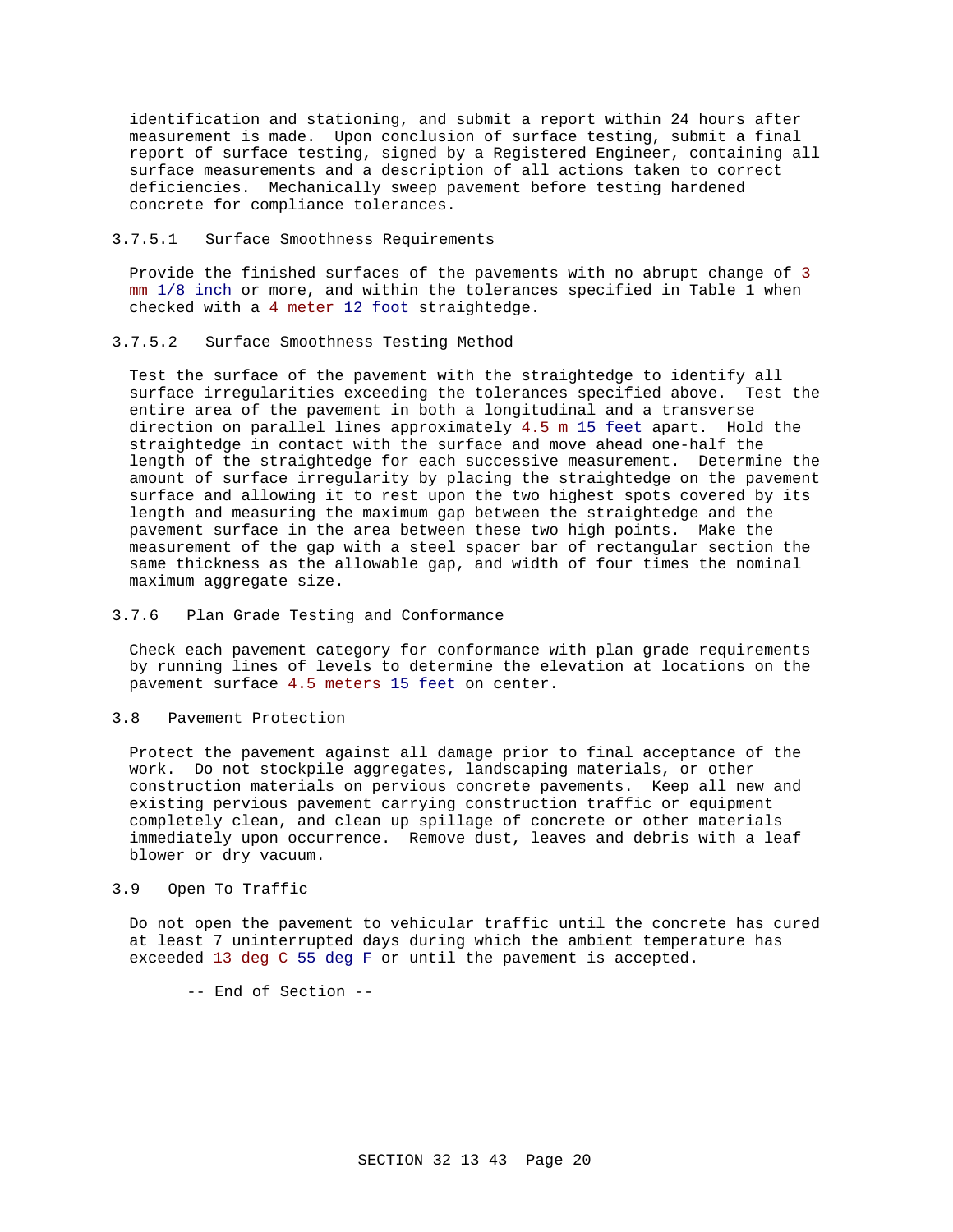identification and stationing, and submit a report within 24 hours after measurement is made. Upon conclusion of surface testing, submit a final report of surface testing, signed by a Registered Engineer, containing all surface measurements and a description of all actions taken to correct deficiencies. Mechanically sweep pavement before testing hardened concrete for compliance tolerances.

#### 3.7.5.1 Surface Smoothness Requirements

Provide the finished surfaces of the pavements with no abrupt change of 3 mm 1/8 inch or more, and within the tolerances specified in Table 1 when checked with a 4 meter 12 foot straightedge.

#### 3.7.5.2 Surface Smoothness Testing Method

Test the surface of the pavement with the straightedge to identify all surface irregularities exceeding the tolerances specified above. Test the entire area of the pavement in both a longitudinal and a transverse direction on parallel lines approximately 4.5 m 15 feet apart. Hold the straightedge in contact with the surface and move ahead one-half the length of the straightedge for each successive measurement. Determine the amount of surface irregularity by placing the straightedge on the pavement surface and allowing it to rest upon the two highest spots covered by its length and measuring the maximum gap between the straightedge and the pavement surface in the area between these two high points. Make the measurement of the gap with a steel spacer bar of rectangular section the same thickness as the allowable gap, and width of four times the nominal maximum aggregate size.

### 3.7.6 Plan Grade Testing and Conformance

Check each pavement category for conformance with plan grade requirements by running lines of levels to determine the elevation at locations on the pavement surface 4.5 meters 15 feet on center.

## 3.8 Pavement Protection

Protect the pavement against all damage prior to final acceptance of the work. Do not stockpile aggregates, landscaping materials, or other construction materials on pervious concrete pavements. Keep all new and existing pervious pavement carrying construction traffic or equipment completely clean, and clean up spillage of concrete or other materials immediately upon occurrence. Remove dust, leaves and debris with a leaf blower or dry vacuum.

## 3.9 Open To Traffic

Do not open the pavement to vehicular traffic until the concrete has cured at least 7 uninterrupted days during which the ambient temperature has exceeded 13 deg C 55 deg F or until the pavement is accepted.

-- End of Section --